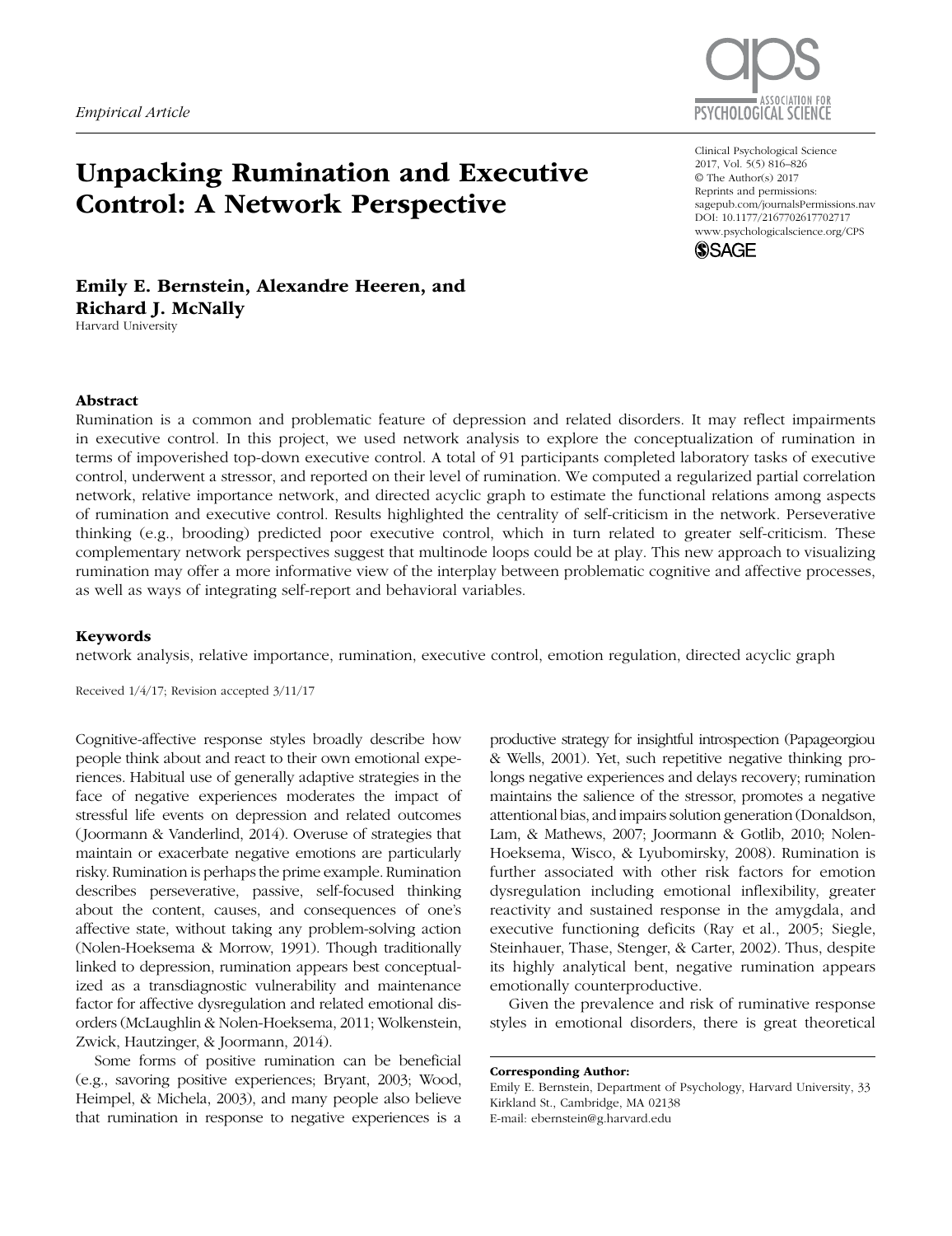*Empirical Article*

# Unpacking Rumination and Executive Control: A Network Perspective

**Emily E. Bernstein, Alexandre Heeren, and Richard J. McNally**
Harvard University

Clinical Psychological Science
2017, Vol. 5(5) 816–826
© The Author(s) 2017
Reprints and permissions:
sagepub.com/journalsPermissions.nav
DOI: 10.1177/2167702617702717
www.psychologicalscience.org/CPS

## Abstract

Rumination is a common and problematic feature of depression and related disorders. It may reflect impairments in executive control. In this project, we used network analysis to explore the conceptualization of rumination in terms of impoverished top-down executive control. A total of 91 participants completed laboratory tasks of executive control, underwent a stressor, and reported on their level of rumination. We computed a regularized partial correlation network, relative importance network, and directed acyclic graph to estimate the functional relations among aspects of rumination and executive control. Results highlighted the centrality of self-criticism in the network. Perseverative thinking (e.g., brooding) predicted poor executive control, which in turn related to greater self-criticism. These complementary network perspectives suggest that multinode loops could be at play. This new approach to visualizing rumination may offer a more informative view of the interplay between problematic cognitive and affective processes, as well as ways of integrating self-report and behavioral variables.

### Keywords

network analysis, relative importance, rumination, executive control, emotion regulation, directed acyclic graph

Received 1/4/17; Revision accepted 3/11/17

Cognitive-affective response styles broadly describe how people think about and react to their own emotional experiences. Habitual use of generally adaptive strategies in the face of negative experiences moderates the impact of stressful life events on depression and related outcomes (Joormann & Vanderlind, 2014). Overuse of strategies that maintain or exacerbate negative emotions are particularly risky. Rumination is perhaps the prime example. Rumination describes perseverative, passive, self-focused thinking about the content, causes, and consequences of one's affective state, without taking any problem-solving action (Nolen-Hoeksema & Morrow, 1991). Though traditionally linked to depression, rumination appears best conceptualized as a transdiagnostic vulnerability and maintenance factor for affective dysregulation and related emotional disorders (McLaughlin & Nolen-Hoeksema, 2011; Wolkenstein, Zwick, Hautzinger, & Joormann, 2014).

Some forms of positive rumination can be beneficial (e.g., savoring positive experiences; Bryant, 2003; Wood, Heimpel, & Michela, 2003), and many people also believe that rumination in response to negative experiences is a productive strategy for insightful introspection (Papageorgiou & Wells, 2001). Yet, such repetitive negative thinking prolongs negative experiences and delays recovery; rumination maintains the salience of the stressor, promotes a negative attentional bias, and impairs solution generation (Donaldson, Lam, & Mathews, 2007; Joormann & Gotlib, 2010; Nolen-Hoeksema, Wisco, & Lyubomirsky, 2008). Rumination is further associated with other risk factors for emotion dysregulation including emotional inflexibility, greater reactivity and sustained response in the amygdala, and executive functioning deficits (Ray et al., 2005; Siegle, Steinhauer, Thase, Stenger, & Carter, 2002). Thus, despite its highly analytical bent, negative rumination appears emotionally counterproductive.

Given the prevalence and risk of ruminative response styles in emotional disorders, there is great theoretical

**Corresponding Author:**
Emily E. Bernstein, Department of Psychology, Harvard University, 33 Kirkland St., Cambridge, MA 02138
E-mail: ebernstein@g.harvard.edu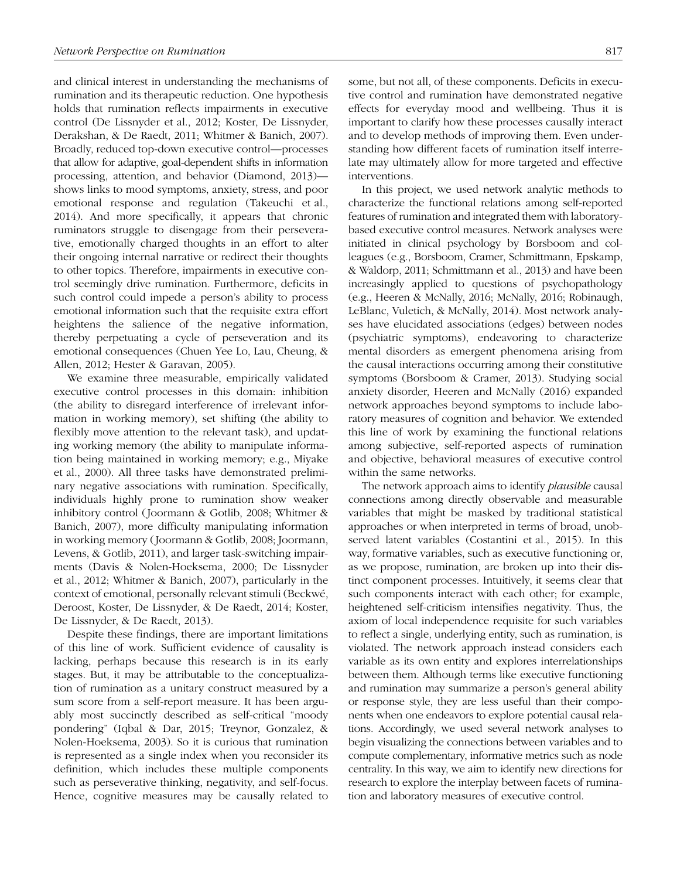and clinical interest in understanding the mechanisms of rumination and its therapeutic reduction. One hypothesis holds that rumination reflects impairments in executive control (De Lissnyder et al., 2012; Koster, De Lissnyder, Derakshan, & De Raedt, 2011; Whitmer & Banich, 2007). Broadly, reduced top-down executive control—processes that allow for adaptive, goal-dependent shifts in information processing, attention, and behavior (Diamond, 2013)—shows links to mood symptoms, anxiety, stress, and poor emotional response and regulation (Takeuchi et al., 2014). And more specifically, it appears that chronic ruminators struggle to disengage from their perseverative, emotionally charged thoughts in an effort to alter their ongoing internal narrative or redirect their thoughts to other topics. Therefore, impairments in executive control seemingly drive rumination. Furthermore, deficits in such control could impede a person's ability to process emotional information such that the requisite extra effort heightens the salience of the negative information, thereby perpetuating a cycle of perseveration and its emotional consequences (Chuen Yee Lo, Lau, Cheung, & Allen, 2012; Hester & Garavan, 2005).

We examine three measurable, empirically validated executive control processes in this domain: inhibition (the ability to disregard interference of irrelevant information in working memory), set shifting (the ability to flexibly move attention to the relevant task), and updating working memory (the ability to manipulate information being maintained in working memory; e.g., Miyake et al., 2000). All three tasks have demonstrated preliminary negative associations with rumination. Specifically, individuals highly prone to rumination show weaker inhibitory control (Joormann & Gotlib, 2008; Whitmer & Banich, 2007), more difficulty manipulating information in working memory (Joormann & Gotlib, 2008; Joormann, Levens, & Gotlib, 2011), and larger task-switching impairments (Davis & Nolen-Hoeksema, 2000; De Lissnyder et al., 2012; Whitmer & Banich, 2007), particularly in the context of emotional, personally relevant stimuli (Beckwé, Deroost, Koster, De Lissnyder, & De Raedt, 2014; Koster, De Lissnyder, & De Raedt, 2013).

Despite these findings, there are important limitations of this line of work. Sufficient evidence of causality is lacking, perhaps because this research is in its early stages. But, it may be attributable to the conceptualization of rumination as a unitary construct measured by a sum score from a self-report measure. It has been arguably most succinctly described as self-critical "moody pondering" (Iqbal & Dar, 2015; Treynor, Gonzalez, & Nolen-Hoeksema, 2003). So it is curious that rumination is represented as a single index when you reconsider its definition, which includes these multiple components such as perseverative thinking, negativity, and self-focus. Hence, cognitive measures may be causally related to some, but not all, of these components. Deficits in executive control and rumination have demonstrated negative effects for everyday mood and wellbeing. Thus it is important to clarify how these processes causally interact and to develop methods of improving them. Even understanding how different facets of rumination itself interrelate may ultimately allow for more targeted and effective interventions.

In this project, we used network analytic methods to characterize the functional relations among self-reported features of rumination and integrated them with laboratory-based executive control measures. Network analyses were initiated in clinical psychology by Borsboom and colleagues (e.g., Borsboom, Cramer, Schmittmann, Epskamp, & Waldorp, 2011; Schmittmann et al., 2013) and have been increasingly applied to questions of psychopathology (e.g., Heeren & McNally, 2016; McNally, 2016; Robinaugh, LeBlanc, Vuletich, & McNally, 2014). Most network analyses have elucidated associations (edges) between nodes (psychiatric symptoms), endeavoring to characterize mental disorders as emergent phenomena arising from the causal interactions occurring among their constitutive symptoms (Borsboom & Cramer, 2013). Studying social anxiety disorder, Heeren and McNally (2016) expanded network approaches beyond symptoms to include laboratory measures of cognition and behavior. We extended this line of work by examining the functional relations among subjective, self-reported aspects of rumination and objective, behavioral measures of executive control within the same networks.

The network approach aims to identify *plausible* causal connections among directly observable and measurable variables that might be masked by traditional statistical approaches or when interpreted in terms of broad, unobserved latent variables (Costantini et al., 2015). In this way, formative variables, such as executive functioning or, as we propose, rumination, are broken up into their distinct component processes. Intuitively, it seems clear that such components interact with each other; for example, heightened self-criticism intensifies negativity. Thus, the axiom of local independence requisite for such variables to reflect a single, underlying entity, such as rumination, is violated. The network approach instead considers each variable as its own entity and explores interrelationships between them. Although terms like executive functioning and rumination may summarize a person's general ability or response style, they are less useful than their components when one endeavors to explore potential causal relations. Accordingly, we used several network analyses to begin visualizing the connections between variables and to compute complementary, informative metrics such as node centrality. In this way, we aim to identify new directions for research to explore the interplay between facets of rumination and laboratory measures of executive control.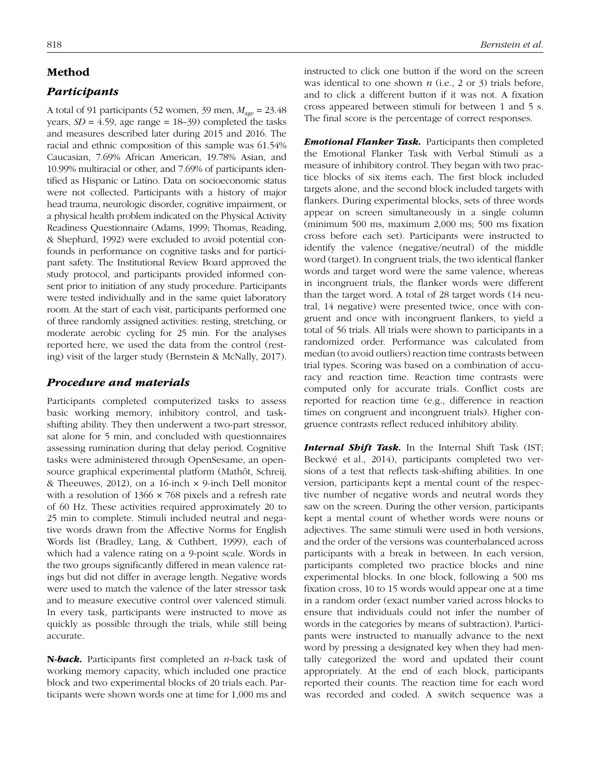## Method

### Participants

A total of 91 participants (52 women, 39 men, $M_{age}$ = 23.48 years, *SD* = 4.59, age range = 18–39) completed the tasks and measures described later during 2015 and 2016. The racial and ethnic composition of this sample was 61.54% Caucasian, 7.69% African American, 19.78% Asian, and 10.99% multiracial or other, and 7.69% of participants identified as Hispanic or Latino. Data on socioeconomic status were not collected. Participants with a history of major head trauma, neurologic disorder, cognitive impairment, or a physical health problem indicated on the Physical Activity Readiness Questionnaire (Adams, 1999; Thomas, Reading, & Shephard, 1992) were excluded to avoid potential confounds in performance on cognitive tasks and for participant safety. The Institutional Review Board approved the study protocol, and participants provided informed consent prior to initiation of any study procedure. Participants were tested individually and in the same quiet laboratory room. At the start of each visit, participants performed one of three randomly assigned activities: resting, stretching, or moderate aerobic cycling for 25 min. For the analyses reported here, we used the data from the control (resting) visit of the larger study (Bernstein & McNally, 2017).

### Procedure and materials

Participants completed computerized tasks to assess basic working memory, inhibitory control, and task-shifting ability. They then underwent a two-part stressor, sat alone for 5 min, and concluded with questionnaires assessing rumination during that delay period. Cognitive tasks were administered through OpenSesame, an open-source graphical experimental platform (Mathôt, Schreij, & Theeuwes, 2012), on a 16-inch × 9-inch Dell monitor with a resolution of 1366 × 768 pixels and a refresh rate of 60 Hz. These activities required approximately 20 to 25 min to complete. Stimuli included neutral and negative words drawn from the Affective Norms for English Words list (Bradley, Lang, & Cuthbert, 1999), each of which had a valence rating on a 9-point scale. Words in the two groups significantly differed in mean valence ratings but did not differ in average length. Negative words were used to match the valence of the later stressor task and to measure executive control over valenced stimuli. In every task, participants were instructed to move as quickly as possible through the trials, while still being accurate.

**N-*back*.** Participants first completed an *n*-back task of working memory capacity, which included one practice block and two experimental blocks of 20 trials each. Participants were shown words one at time for 1,000 ms and instructed to click one button if the word on the screen was identical to one shown *n* (i.e., 2 or 3) trials before, and to click a different button if it was not. A fixation cross appeared between stimuli for between 1 and 5 s. The final score is the percentage of correct responses.

***Emotional Flanker Task.*** Participants then completed the Emotional Flanker Task with Verbal Stimuli as a measure of inhibitory control. They began with two practice blocks of six items each. The first block included targets alone, and the second block included targets with flankers. During experimental blocks, sets of three words appear on screen simultaneously in a single column (minimum 500 ms, maximum 2,000 ms; 500 ms fixation cross before each set). Participants were instructed to identify the valence (negative/neutral) of the middle word (target). In congruent trials, the two identical flanker words and target word were the same valence, whereas in incongruent trials, the flanker words were different than the target word. A total of 28 target words (14 neutral, 14 negative) were presented twice, once with congruent and once with incongruent flankers, to yield a total of 56 trials. All trials were shown to participants in a randomized order. Performance was calculated from median (to avoid outliers) reaction time contrasts between trial types. Scoring was based on a combination of accuracy and reaction time. Reaction time contrasts were computed only for accurate trials. Conflict costs are reported for reaction time (e.g., difference in reaction times on congruent and incongruent trials). Higher congruence contrasts reflect reduced inhibitory ability.

***Internal Shift Task.*** In the Internal Shift Task (IST; Beckwé et al., 2014), participants completed two versions of a test that reflects task-shifting abilities. In one version, participants kept a mental count of the respective number of negative words and neutral words they saw on the screen. During the other version, participants kept a mental count of whether words were nouns or adjectives. The same stimuli were used in both versions, and the order of the versions was counterbalanced across participants with a break in between. In each version, participants completed two practice blocks and nine experimental blocks. In one block, following a 500 ms fixation cross, 10 to 15 words would appear one at a time in a random order (exact number varied across blocks to ensure that individuals could not infer the number of words in the categories by means of subtraction). Participants were instructed to manually advance to the next word by pressing a designated key when they had mentally categorized the word and updated their count appropriately. At the end of each block, participants reported their counts. The reaction time for each word was recorded and coded. A switch sequence was a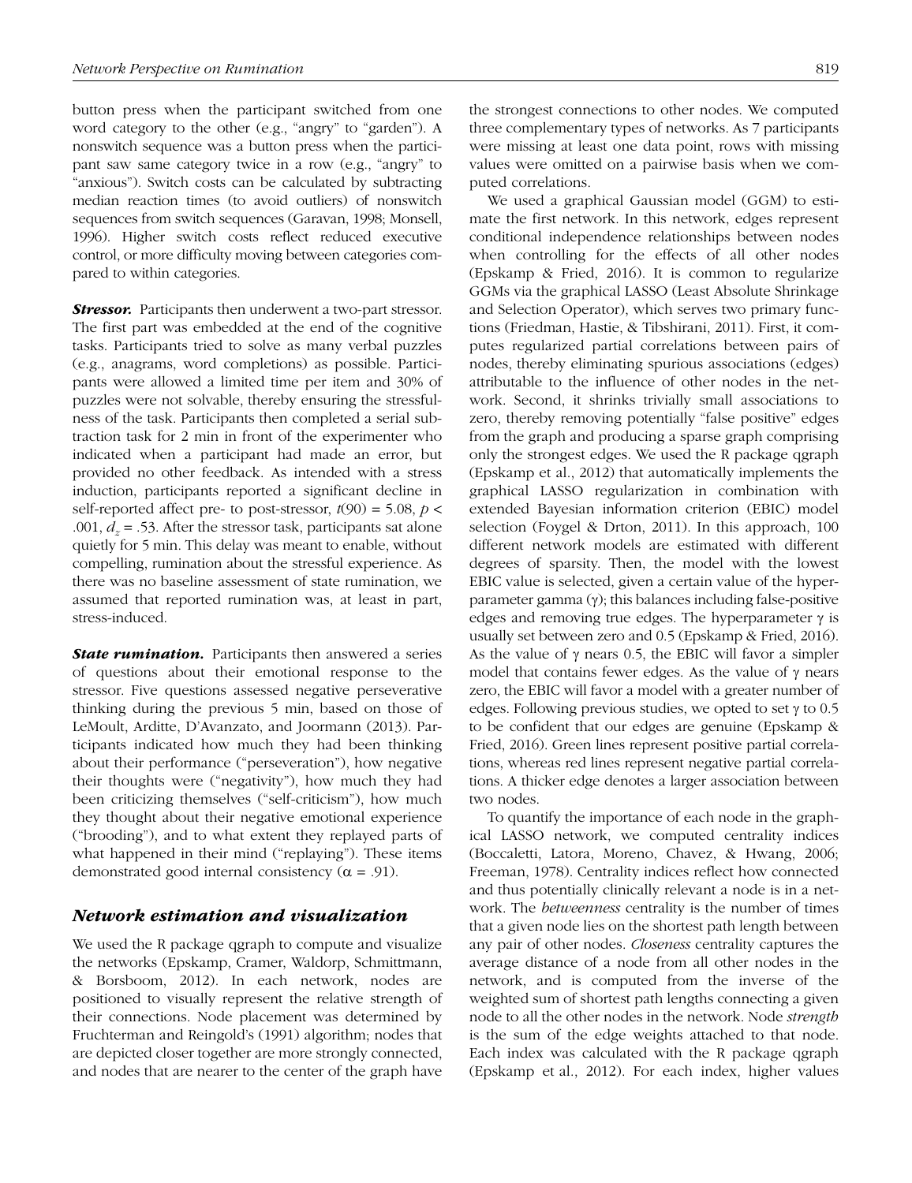button press when the participant switched from one word category to the other (e.g., "angry" to "garden"). A nonswitch sequence was a button press when the participant saw same category twice in a row (e.g., "angry" to "anxious"). Switch costs can be calculated by subtracting median reaction times (to avoid outliers) of nonswitch sequences from switch sequences (Garavan, 1998; Monsell, 1996). Higher switch costs reflect reduced executive control, or more difficulty moving between categories compared to within categories.

***Stressor.*** Participants then underwent a two-part stressor. The first part was embedded at the end of the cognitive tasks. Participants tried to solve as many verbal puzzles (e.g., anagrams, word completions) as possible. Participants were allowed a limited time per item and 30% of puzzles were not solvable, thereby ensuring the stressfulness of the task. Participants then completed a serial subtraction task for 2 min in front of the experimenter who indicated when a participant had made an error, but provided no other feedback. As intended with a stress induction, participants reported a significant decline in self-reported affect pre- to post-stressor, $t(90) = 5.08$, $p < .001$, $d_z = .53$. After the stressor task, participants sat alone quietly for 5 min. This delay was meant to enable, without compelling, rumination about the stressful experience. As there was no baseline assessment of state rumination, we assumed that reported rumination was, at least in part, stress-induced.

***State rumination.*** Participants then answered a series of questions about their emotional response to the stressor. Five questions assessed negative perseverative thinking during the previous 5 min, based on those of LeMoult, Arditte, D'Avanzato, and Joormann (2013). Participants indicated how much they had been thinking about their performance ("perseveration"), how negative their thoughts were ("negativity"), how much they had been criticizing themselves ("self-criticism"), how much they thought about their negative emotional experience ("brooding"), and to what extent they replayed parts of what happened in their mind ("replaying"). These items demonstrated good internal consistency ($\alpha = .91$).

### *Network estimation and visualization*

We used the R package qgraph to compute and visualize the networks (Epskamp, Cramer, Waldorp, Schmittmann, & Borsboom, 2012). In each network, nodes are positioned to visually represent the relative strength of their connections. Node placement was determined by Fruchterman and Reingold's (1991) algorithm; nodes that are depicted closer together are more strongly connected, and nodes that are nearer to the center of the graph have the strongest connections to other nodes. We computed three complementary types of networks. As 7 participants were missing at least one data point, rows with missing values were omitted on a pairwise basis when we computed correlations.

We used a graphical Gaussian model (GGM) to estimate the first network. In this network, edges represent conditional independence relationships between nodes when controlling for the effects of all other nodes (Epskamp & Fried, 2016). It is common to regularize GGMs via the graphical LASSO (Least Absolute Shrinkage and Selection Operator), which serves two primary functions (Friedman, Hastie, & Tibshirani, 2011). First, it computes regularized partial correlations between pairs of nodes, thereby eliminating spurious associations (edges) attributable to the influence of other nodes in the network. Second, it shrinks trivially small associations to zero, thereby removing potentially "false positive" edges from the graph and producing a sparse graph comprising only the strongest edges. We used the R package qgraph (Epskamp et al., 2012) that automatically implements the graphical LASSO regularization in combination with extended Bayesian information criterion (EBIC) model selection (Foygel & Drton, 2011). In this approach, 100 different network models are estimated with different degrees of sparsity. Then, the model with the lowest EBIC value is selected, given a certain value of the hyperparameter gamma ($\gamma$); this balances including false-positive edges and removing true edges. The hyperparameter $\gamma$ is usually set between zero and 0.5 (Epskamp & Fried, 2016). As the value of $\gamma$ nears 0.5, the EBIC will favor a simpler model that contains fewer edges. As the value of $\gamma$ nears zero, the EBIC will favor a model with a greater number of edges. Following previous studies, we opted to set $\gamma$ to 0.5 to be confident that our edges are genuine (Epskamp & Fried, 2016). Green lines represent positive partial correlations, whereas red lines represent negative partial correlations. A thicker edge denotes a larger association between two nodes.

To quantify the importance of each node in the graphical LASSO network, we computed centrality indices (Boccaletti, Latora, Moreno, Chavez, & Hwang, 2006; Freeman, 1978). Centrality indices reflect how connected and thus potentially clinically relevant a node is in a network. The *betweenness* centrality is the number of times that a given node lies on the shortest path length between any pair of other nodes. *Closeness* centrality captures the average distance of a node from all other nodes in the network, and is computed from the inverse of the weighted sum of shortest path lengths connecting a given node to all the other nodes in the network. Node *strength* is the sum of the edge weights attached to that node. Each index was calculated with the R package qgraph (Epskamp et al., 2012). For each index, higher values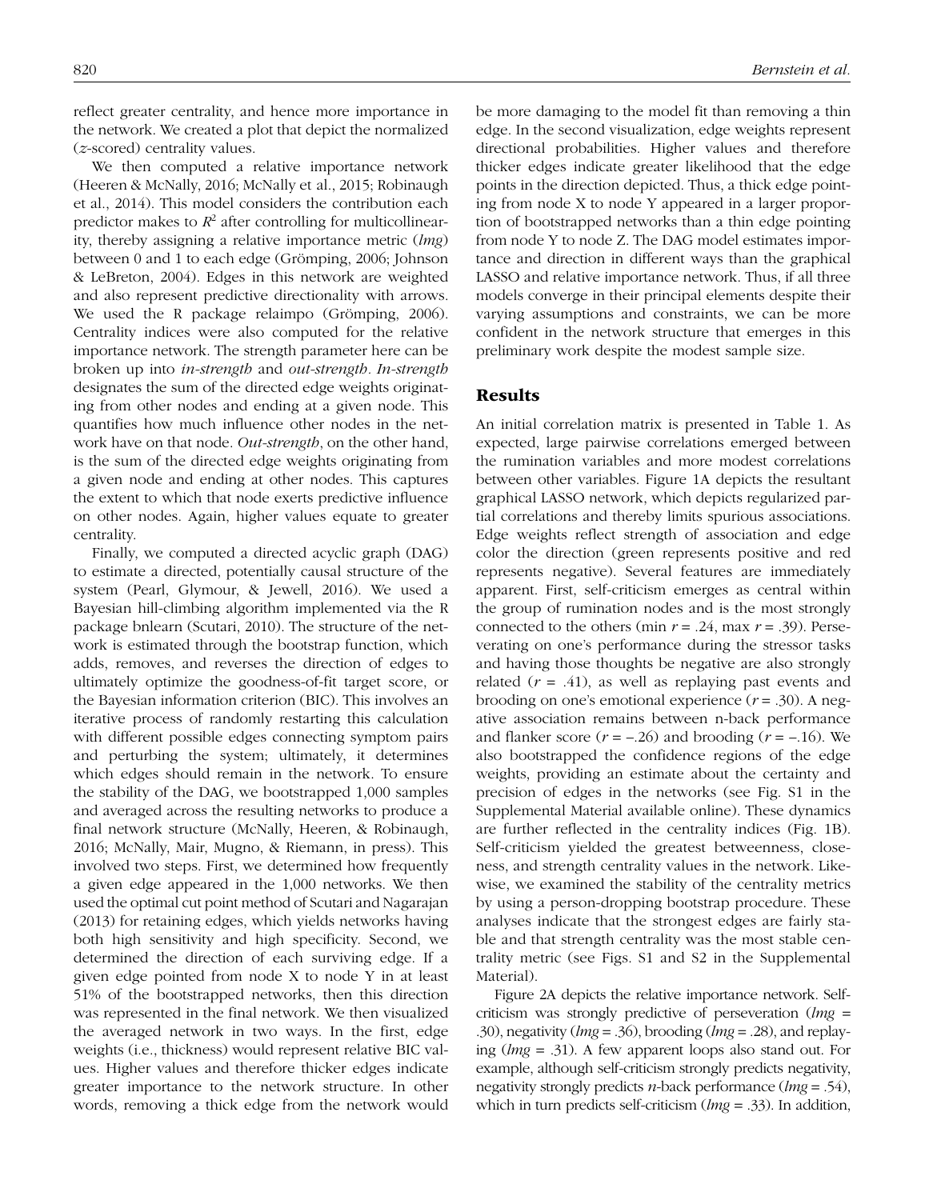reflect greater centrality, and hence more importance in the network. We created a plot that depict the normalized (*z*-scored) centrality values.

We then computed a relative importance network (Heeren & McNally, 2016; McNally et al., 2015; Robinaugh et al., 2014). This model considers the contribution each predictor makes to $R^2$ after controlling for multicollinearity, thereby assigning a relative importance metric (*lmg*) between 0 and 1 to each edge (Grömping, 2006; Johnson & LeBreton, 2004). Edges in this network are weighted and also represent predictive directionality with arrows. We used the R package relaimpo (Grömping, 2006). Centrality indices were also computed for the relative importance network. The strength parameter here can be broken up into *in-strength* and *out-strength*. *In-strength* designates the sum of the directed edge weights originating from other nodes and ending at a given node. This quantifies how much influence other nodes in the network have on that node. *Out-strength*, on the other hand, is the sum of the directed edge weights originating from a given node and ending at other nodes. This captures the extent to which that node exerts predictive influence on other nodes. Again, higher values equate to greater centrality.

Finally, we computed a directed acyclic graph (DAG) to estimate a directed, potentially causal structure of the system (Pearl, Glymour, & Jewell, 2016). We used a Bayesian hill-climbing algorithm implemented via the R package bnlearn (Scutari, 2010). The structure of the network is estimated through the bootstrap function, which adds, removes, and reverses the direction of edges to ultimately optimize the goodness-of-fit target score, or the Bayesian information criterion (BIC). This involves an iterative process of randomly restarting this calculation with different possible edges connecting symptom pairs and perturbing the system; ultimately, it determines which edges should remain in the network. To ensure the stability of the DAG, we bootstrapped 1,000 samples and averaged across the resulting networks to produce a final network structure (McNally, Heeren, & Robinaugh, 2016; McNally, Mair, Mugno, & Riemann, in press). This involved two steps. First, we determined how frequently a given edge appeared in the 1,000 networks. We then used the optimal cut point method of Scutari and Nagarajan (2013) for retaining edges, which yields networks having both high sensitivity and high specificity. Second, we determined the direction of each surviving edge. If a given edge pointed from node X to node Y in at least 51% of the bootstrapped networks, then this direction was represented in the final network. We then visualized the averaged network in two ways. In the first, edge weights (i.e., thickness) would represent relative BIC values. Higher values and therefore thicker edges indicate greater importance to the network structure. In other words, removing a thick edge from the network would be more damaging to the model fit than removing a thin edge. In the second visualization, edge weights represent directional probabilities. Higher values and therefore thicker edges indicate greater likelihood that the edge points in the direction depicted. Thus, a thick edge pointing from node X to node Y appeared in a larger proportion of bootstrapped networks than a thin edge pointing from node Y to node Z. The DAG model estimates importance and direction in different ways than the graphical LASSO and relative importance network. Thus, if all three models converge in their principal elements despite their varying assumptions and constraints, we can be more confident in the network structure that emerges in this preliminary work despite the modest sample size.

## Results

An initial correlation matrix is presented in Table 1. As expected, large pairwise correlations emerged between the rumination variables and more modest correlations between other variables. Figure 1A depicts the resultant graphical LASSO network, which depicts regularized partial correlations and thereby limits spurious associations. Edge weights reflect strength of association and edge color the direction (green represents positive and red represents negative). Several features are immediately apparent. First, self-criticism emerges as central within the group of rumination nodes and is the most strongly connected to the others (min $r = .24$, max $r = .39$). Perseverating on one's performance during the stressor tasks and having those thoughts be negative are also strongly related ($r = .41$), as well as replaying past events and brooding on one's emotional experience ($r = .30$). A negative association remains between n-back performance and flanker score ($r = -.26$) and brooding ($r = -.16$). We also bootstrapped the confidence regions of the edge weights, providing an estimate about the certainty and precision of edges in the networks (see Fig. S1 in the Supplemental Material available online). These dynamics are further reflected in the centrality indices (Fig. 1B). Self-criticism yielded the greatest betweenness, closeness, and strength centrality values in the network. Likewise, we examined the stability of the centrality metrics by using a person-dropping bootstrap procedure. These analyses indicate that the strongest edges are fairly stable and that strength centrality was the most stable centrality metric (see Figs. S1 and S2 in the Supplemental Material).

Figure 2A depicts the relative importance network. Self-criticism was strongly predictive of perseveration (*lmg* = .30), negativity (*lmg* = .36), brooding (*lmg* = .28), and replaying (*lmg* = .31). A few apparent loops also stand out. For example, although self-criticism strongly predicts negativity, negativity strongly predicts *n*-back performance (*lmg* = .54), which in turn predicts self-criticism (*lmg* = .33). In addition,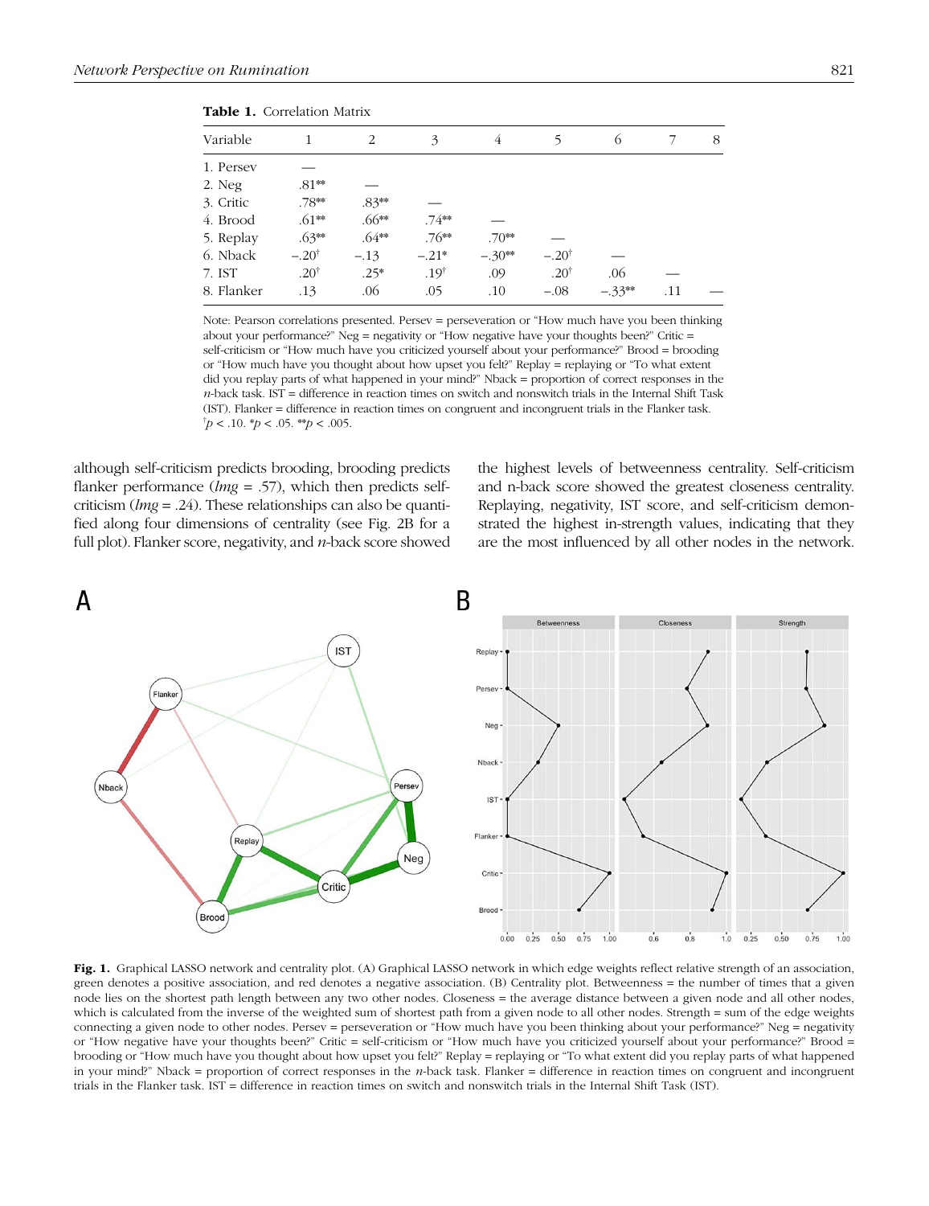**Table 1.** Correlation Matrix

| Variable | 1 | 2 | 3 | 4 | 5 | 6 | 7 | 8 |
|---|---|---|---|---|---|---|---|---|
| 1. Persev | — | | | | | | | |
| 2. Neg | .81** | — | | | | | | |
| 3. Critic | .78** | .83** | — | | | | | |
| 4. Brood | .61** | .66** | .74** | — | | | | |
| 5. Replay | .63** | .64** | .76** | .70** | — | | | |
| 6. Nback | −.20† | −.13 | −.21* | −.30** | −.20† | — | | |
| 7. IST | .20† | .25* | .19† | .09 | .20† | .06 | — | |
| 8. Flanker | .13 | .06 | .05 | .10 | −.08 | −.33** | .11 | — |

Note: Pearson correlations presented. Persev = perseveration or "How much have you been thinking about your performance?" Neg = negativity or "How negative have your thoughts been?" Critic = self-criticism or "How much have you criticized yourself about your performance?" Brood = brooding or "How much have you thought about how upset you felt?" Replay = replaying or "To what extent did you replay parts of what happened in your mind?" Nback = proportion of correct responses in the *n*-back task. IST = difference in reaction times on switch and nonswitch trials in the Internal Shift Task (IST). Flanker = difference in reaction times on congruent and incongruent trials in the Flanker task. †$p < .10$. *$p < .05$. **$p < .005$.

although self-criticism predicts brooding, brooding predicts flanker performance (*lmg* = .57), which then predicts self-criticism (*lmg* = .24). These relationships can also be quantified along four dimensions of centrality (see Fig. 2B for a full plot). Flanker score, negativity, and *n*-back score showed the highest levels of betweenness centrality. Self-criticism and n-back score showed the greatest closeness centrality. Replaying, negativity, IST score, and self-criticism demonstrated the highest in-strength values, indicating that they are the most influenced by all other nodes in the network.

**Fig. 1.** Graphical LASSO network and centrality plot. (A) Graphical LASSO network in which edge weights reflect relative strength of an association, green denotes a positive association, and red denotes a negative association. (B) Centrality plot. Betweenness = the number of times that a given node lies on the shortest path length between any two other nodes. Closeness = the average distance between a given node and all other nodes, which is calculated from the inverse of the weighted sum of shortest path from a given node to all other nodes. Strength = sum of the edge weights connecting a given node to other nodes. Persev = perseveration or "How much have you been thinking about your performance?" Neg = negativity or "How negative have your thoughts been?" Critic = self-criticism or "How much have you criticized yourself about your performance?" Brood = brooding or "How much have you thought about how upset you felt?" Replay = replaying or "To what extent did you replay parts of what happened in your mind?" Nback = proportion of correct responses in the *n*-back task. Flanker = difference in reaction times on congruent and incongruent trials in the Flanker task. IST = difference in reaction times on switch and nonswitch trials in the Internal Shift Task (IST).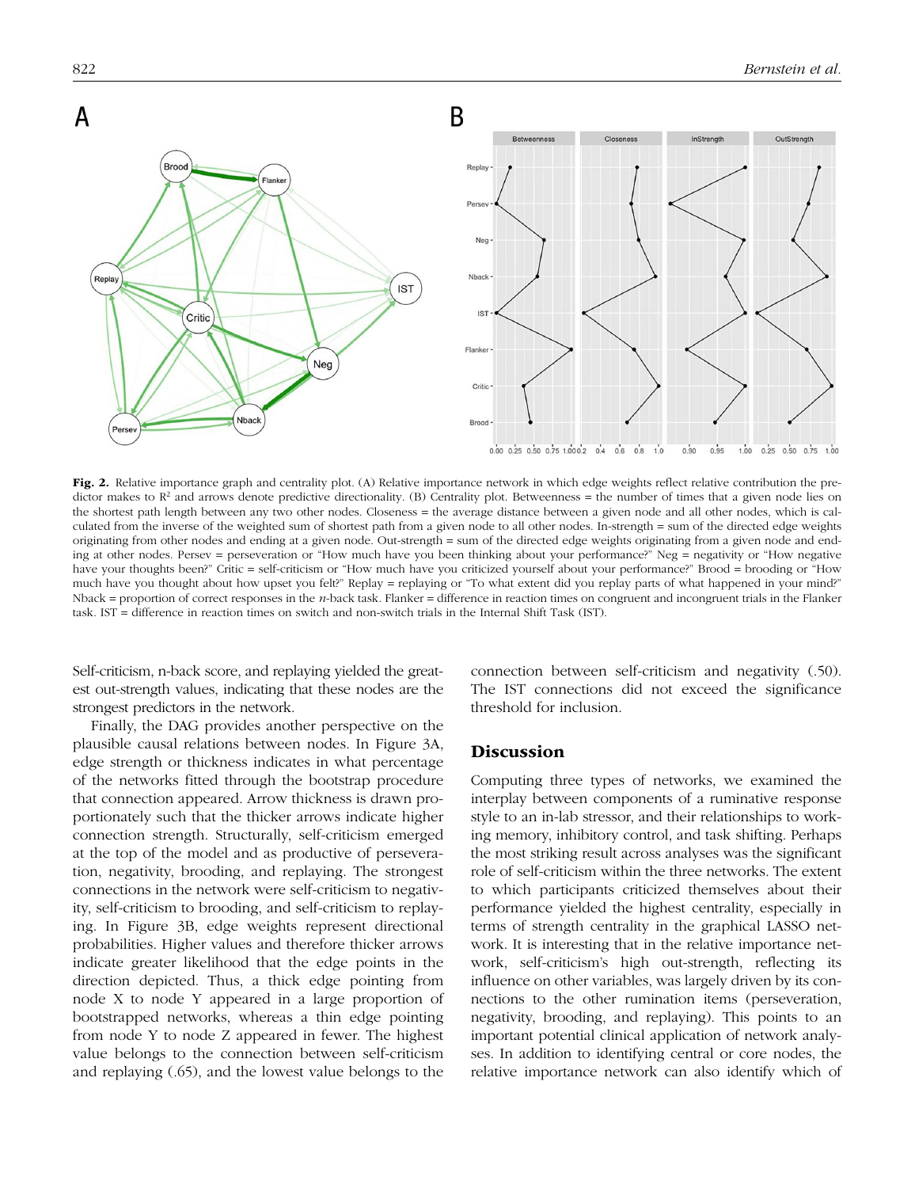A

Brood
Flanker
Replay
IST
Critic
Neg
Persev
Nback

B

Betweenness
Closeness
InStrength
OutStrength

Replay
Persev
Neg
Nback
IST
Flanker
Critic
Brood

0.00 0.25 0.50 0.75 1.00
0.2 0.4 0.6 0.8 1.0
0.90 0.95 1.00
0.25 0.50 0.75 1.00

**Fig. 2.** Relative importance graph and centrality plot. (A) Relative importance network in which edge weights reflect relative contribution the predictor makes to $R^2$ and arrows denote predictive directionality. (B) Centrality plot. Betweenness = the number of times that a given node lies on the shortest path length between any two other nodes. Closeness = the average distance between a given node and all other nodes, which is calculated from the inverse of the weighted sum of shortest path from a given node to all other nodes. In-strength = sum of the directed edge weights originating from other nodes and ending at a given node. Out-strength = sum of the directed edge weights originating from a given node and ending at other nodes. Persev = perseveration or "How much have you been thinking about your performance?" Neg = negativity or "How negative have your thoughts been?" Critic = self-criticism or "How much have you criticized yourself about your performance?" Brood = brooding or "How much have you thought about how upset you felt?" Replay = replaying or "To what extent did you replay parts of what happened in your mind?" Nback = proportion of correct responses in the *n*-back task. Flanker = difference in reaction times on congruent and incongruent trials in the Flanker task. IST = difference in reaction times on switch and non-switch trials in the Internal Shift Task (IST).

Self-criticism, n-back score, and replaying yielded the greatest out-strength values, indicating that these nodes are the strongest predictors in the network.

Finally, the DAG provides another perspective on the plausible causal relations between nodes. In Figure 3A, edge strength or thickness indicates in what percentage of the networks fitted through the bootstrap procedure that connection appeared. Arrow thickness is drawn proportionately such that the thicker arrows indicate higher connection strength. Structurally, self-criticism emerged at the top of the model and as productive of perseveration, negativity, brooding, and replaying. The strongest connections in the network were self-criticism to negativity, self-criticism to brooding, and self-criticism to replaying. In Figure 3B, edge weights represent directional probabilities. Higher values and therefore thicker arrows indicate greater likelihood that the edge points in the direction depicted. Thus, a thick edge pointing from node X to node Y appeared in a large proportion of bootstrapped networks, whereas a thin edge pointing from node Y to node Z appeared in fewer. The highest value belongs to the connection between self-criticism and replaying (.65), and the lowest value belongs to the connection between self-criticism and negativity (.50). The IST connections did not exceed the significance threshold for inclusion.

## Discussion

Computing three types of networks, we examined the interplay between components of a ruminative response style to an in-lab stressor, and their relationships to working memory, inhibitory control, and task shifting. Perhaps the most striking result across analyses was the significant role of self-criticism within the three networks. The extent to which participants criticized themselves about their performance yielded the highest centrality, especially in terms of strength centrality in the graphical LASSO network. It is interesting that in the relative importance network, self-criticism's high out-strength, reflecting its influence on other variables, was largely driven by its connections to the other rumination items (perseveration, negativity, brooding, and replaying). This points to an important potential clinical application of network analyses. In addition to identifying central or core nodes, the relative importance network can also identify which of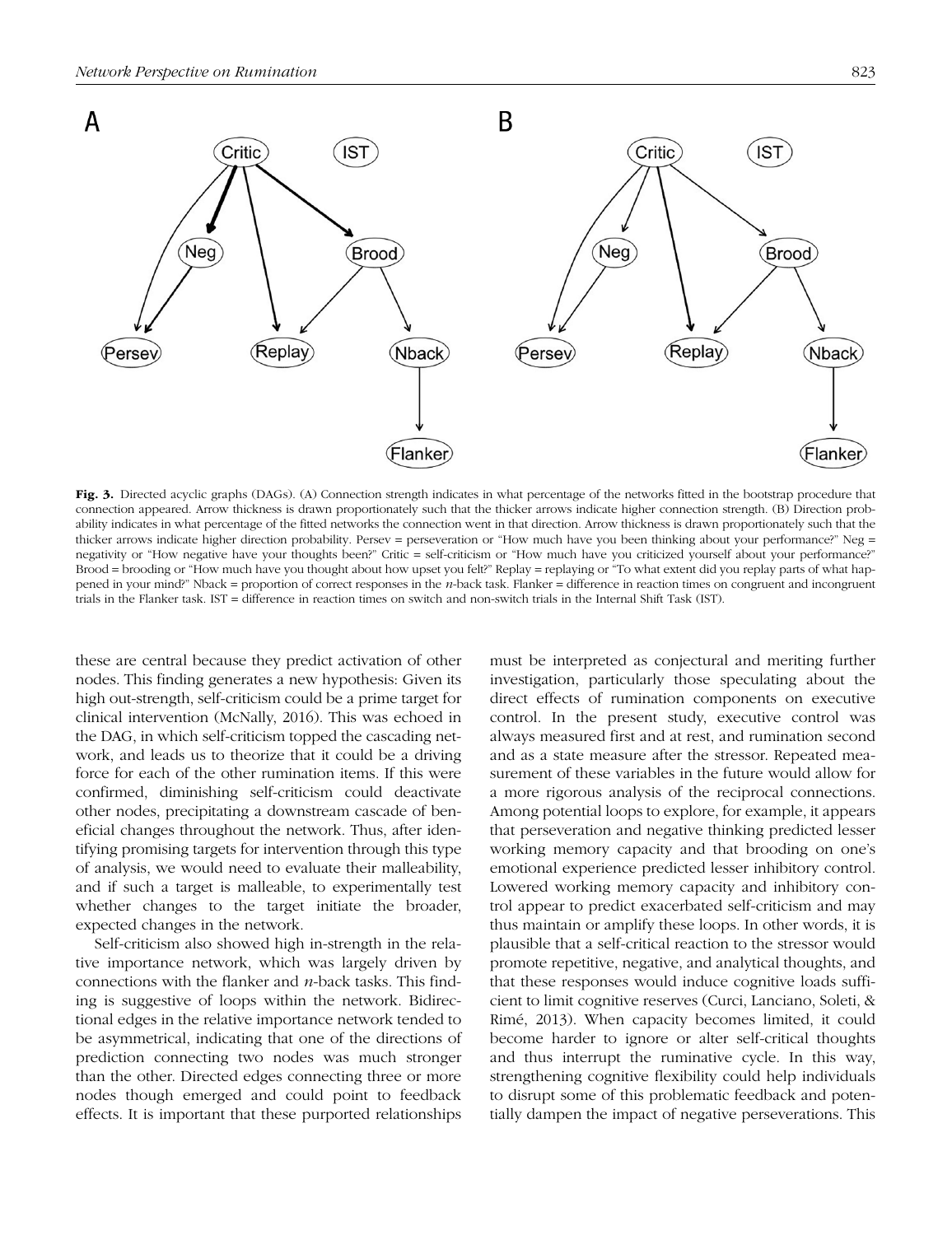**Fig. 3.** Directed acyclic graphs (DAGs). (A) Connection strength indicates in what percentage of the networks fitted in the bootstrap procedure that connection appeared. Arrow thickness is drawn proportionately such that the thicker arrows indicate higher connection strength. (B) Direction probability indicates in what percentage of the fitted networks the connection went in that direction. Arrow thickness is drawn proportionately such that the thicker arrows indicate higher direction probability. Persev = perseveration or "How much have you been thinking about your performance?" Neg = negativity or "How negative have your thoughts been?" Critic = self-criticism or "How much have you criticized yourself about your performance?" Brood = brooding or "How much have you thought about how upset you felt?" Replay = replaying or "To what extent did you replay parts of what happened in your mind?" Nback = proportion of correct responses in the *n*-back task. Flanker = difference in reaction times on congruent and incongruent trials in the Flanker task. IST = difference in reaction times on switch and non-switch trials in the Internal Shift Task (IST).

these are central because they predict activation of other nodes. This finding generates a new hypothesis: Given its high out-strength, self-criticism could be a prime target for clinical intervention (McNally, 2016). This was echoed in the DAG, in which self-criticism topped the cascading network, and leads us to theorize that it could be a driving force for each of the other rumination items. If this were confirmed, diminishing self-criticism could deactivate other nodes, precipitating a downstream cascade of beneficial changes throughout the network. Thus, after identifying promising targets for intervention through this type of analysis, we would need to evaluate their malleability, and if such a target is malleable, to experimentally test whether changes to the target initiate the broader, expected changes in the network.

Self-criticism also showed high in-strength in the relative importance network, which was largely driven by connections with the flanker and *n*-back tasks. This finding is suggestive of loops within the network. Bidirectional edges in the relative importance network tended to be asymmetrical, indicating that one of the directions of prediction connecting two nodes was much stronger than the other. Directed edges connecting three or more nodes though emerged and could point to feedback effects. It is important that these purported relationships must be interpreted as conjectural and meriting further investigation, particularly those speculating about the direct effects of rumination components on executive control. In the present study, executive control was always measured first and at rest, and rumination second and as a state measure after the stressor. Repeated measurement of these variables in the future would allow for a more rigorous analysis of the reciprocal connections. Among potential loops to explore, for example, it appears that perseveration and negative thinking predicted lesser working memory capacity and that brooding on one's emotional experience predicted lesser inhibitory control. Lowered working memory capacity and inhibitory control appear to predict exacerbated self-criticism and may thus maintain or amplify these loops. In other words, it is plausible that a self-critical reaction to the stressor would promote repetitive, negative, and analytical thoughts, and that these responses would induce cognitive loads sufficient to limit cognitive reserves (Curci, Lanciano, Soleti, & Rimé, 2013). When capacity becomes limited, it could become harder to ignore or alter self-critical thoughts and thus interrupt the ruminative cycle. In this way, strengthening cognitive flexibility could help individuals to disrupt some of this problematic feedback and potentially dampen the impact of negative perseverations. This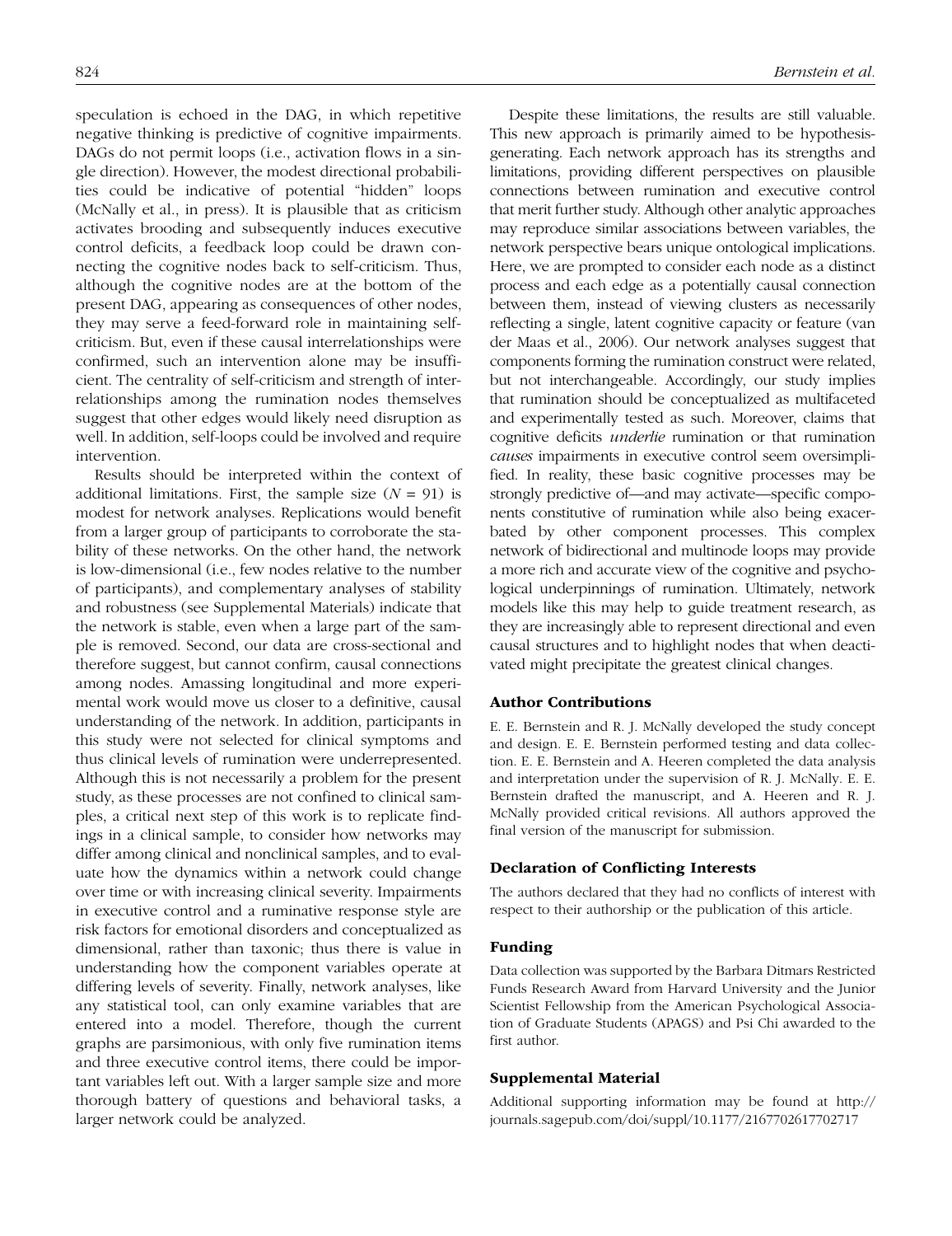speculation is echoed in the DAG, in which repetitive negative thinking is predictive of cognitive impairments. DAGs do not permit loops (i.e., activation flows in a single direction). However, the modest directional probabilities could be indicative of potential "hidden" loops (McNally et al., in press). It is plausible that as criticism activates brooding and subsequently induces executive control deficits, a feedback loop could be drawn connecting the cognitive nodes back to self-criticism. Thus, although the cognitive nodes are at the bottom of the present DAG, appearing as consequences of other nodes, they may serve a feed-forward role in maintaining self-criticism. But, even if these causal interrelationships were confirmed, such an intervention alone may be insufficient. The centrality of self-criticism and strength of interrelationships among the rumination nodes themselves suggest that other edges would likely need disruption as well. In addition, self-loops could be involved and require intervention.

Results should be interpreted within the context of additional limitations. First, the sample size ($N = 91$) is modest for network analyses. Replications would benefit from a larger group of participants to corroborate the stability of these networks. On the other hand, the network is low-dimensional (i.e., few nodes relative to the number of participants), and complementary analyses of stability and robustness (see Supplemental Materials) indicate that the network is stable, even when a large part of the sample is removed. Second, our data are cross-sectional and therefore suggest, but cannot confirm, causal connections among nodes. Amassing longitudinal and more experimental work would move us closer to a definitive, causal understanding of the network. In addition, participants in this study were not selected for clinical symptoms and thus clinical levels of rumination were underrepresented. Although this is not necessarily a problem for the present study, as these processes are not confined to clinical samples, a critical next step of this work is to replicate findings in a clinical sample, to consider how networks may differ among clinical and nonclinical samples, and to evaluate how the dynamics within a network could change over time or with increasing clinical severity. Impairments in executive control and a ruminative response style are risk factors for emotional disorders and conceptualized as dimensional, rather than taxonic; thus there is value in understanding how the component variables operate at differing levels of severity. Finally, network analyses, like any statistical tool, can only examine variables that are entered into a model. Therefore, though the current graphs are parsimonious, with only five rumination items and three executive control items, there could be important variables left out. With a larger sample size and more thorough battery of questions and behavioral tasks, a larger network could be analyzed.

Despite these limitations, the results are still valuable. This new approach is primarily aimed to be hypothesis-generating. Each network approach has its strengths and limitations, providing different perspectives on plausible connections between rumination and executive control that merit further study. Although other analytic approaches may reproduce similar associations between variables, the network perspective bears unique ontological implications. Here, we are prompted to consider each node as a distinct process and each edge as a potentially causal connection between them, instead of viewing clusters as necessarily reflecting a single, latent cognitive capacity or feature (van der Maas et al., 2006). Our network analyses suggest that components forming the rumination construct were related, but not interchangeable. Accordingly, our study implies that rumination should be conceptualized as multifaceted and experimentally tested as such. Moreover, claims that cognitive deficits *underlie* rumination or that rumination *causes* impairments in executive control seem oversimplified. In reality, these basic cognitive processes may be strongly predictive of—and may activate—specific components constitutive of rumination while also being exacerbated by other component processes. This complex network of bidirectional and multinode loops may provide a more rich and accurate view of the cognitive and psychological underpinnings of rumination. Ultimately, network models like this may help to guide treatment research, as they are increasingly able to represent directional and even causal structures and to highlight nodes that when deactivated might precipitate the greatest clinical changes.

### Author Contributions

E. E. Bernstein and R. J. McNally developed the study concept and design. E. E. Bernstein performed testing and data collection. E. E. Bernstein and A. Heeren completed the data analysis and interpretation under the supervision of R. J. McNally. E. E. Bernstein drafted the manuscript, and A. Heeren and R. J. McNally provided critical revisions. All authors approved the final version of the manuscript for submission.

### Declaration of Conflicting Interests

The authors declared that they had no conflicts of interest with respect to their authorship or the publication of this article.

### Funding

Data collection was supported by the Barbara Ditmars Restricted Funds Research Award from Harvard University and the Junior Scientist Fellowship from the American Psychological Association of Graduate Students (APAGS) and Psi Chi awarded to the first author.

### Supplemental Material

Additional supporting information may be found at http://journals.sagepub.com/doi/suppl/10.1177/2167702617702717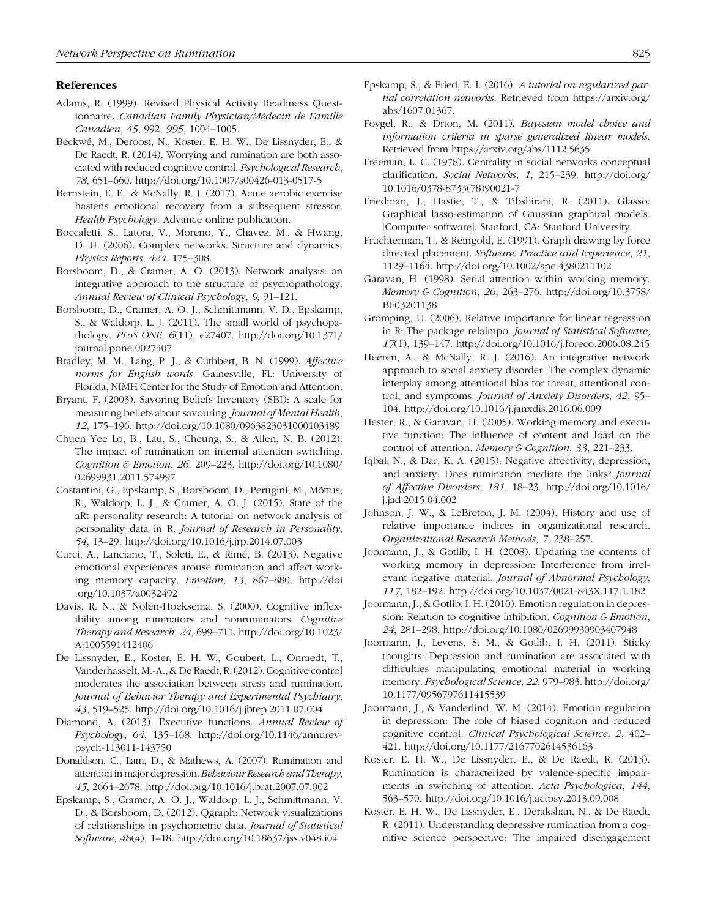## References

Adams, R. (1999). Revised Physical Activity Readiness Questionnaire. *Canadian Family Physician/Médecin de Famille Canadien*, *45*, 992, *995*, 1004–1005.

Beckwé, M., Deroost, N., Koster, E. H. W., De Lissnyder, E., & De Raedt, R. (2014). Worrying and rumination are both associated with reduced cognitive control. *Psychological Research*, *78*, 651–660. http://doi.org/10.1007/s00426-013-0517-5

Bernstein, E. E., & McNally, R. J. (2017). Acute aerobic exercise hastens emotional recovery from a subsequent stressor. *Health Psychology*. Advance online publication.

Boccaletti, S., Latora, V., Moreno, Y., Chavez, M., & Hwang, D. U. (2006). Complex networks: Structure and dynamics. *Physics Reports*, *424*, 175–308.

Borsboom, D., & Cramer, A. O. (2013). Network analysis: an integrative approach to the structure of psychopathology. *Annual Review of Clinical Psychology*, *9*, 91–121.

Borsboom, D., Cramer, A. O. J., Schmittmann, V. D., Epskamp, S., & Waldorp, L. J. (2011). The small world of psychopathology. *PLoS ONE*, *6*(11), e27407. http://doi.org/10.1371/journal.pone.0027407

Bradley, M. M., Lang, P. J., & Cuthbert, B. N. (1999). *Affective norms for English words*. Gainesville, FL: University of Florida, NIMH Center for the Study of Emotion and Attention.

Bryant, F. (2003). Savoring Beliefs Inventory (SBI): A scale for measuring beliefs about savouring. *Journal of Mental Health*, *12*, 175–196. http://doi.org/10.1080/0963823031000103489

Chuen Yee Lo, B., Lau, S., Cheung, S., & Allen, N. B. (2012). The impact of rumination on internal attention switching. *Cognition & Emotion*, *26*, 209–223. http://doi.org/10.1080/02699931.2011.574997

Costantini, G., Epskamp, S., Borsboom, D., Perugini, M., Mõttus, R., Waldorp, L. J., & Cramer, A. O. J. (2015). State of the aRt personality research: A tutorial on network analysis of personality data in R. *Journal of Research in Personality*, *54*, 13–29. http://doi.org/10.1016/j.jrp.2014.07.003

Curci, A., Lanciano, T., Soleti, E., & Rimé, B. (2013). Negative emotional experiences arouse rumination and affect working memory capacity. *Emotion*, *13*, 867–880. http://doi.org/10.1037/a0032492

Davis, R. N., & Nolen-Hoeksema, S. (2000). Cognitive inflexibility among ruminators and nonruminators. *Cognitive Therapy and Research*, *24*, 699–711. http://doi.org/10.1023/A:1005591412406

De Lissnyder, E., Koster, E. H. W., Goubert, L., Onraedt, T., Vanderhasselt, M.-A., & De Raedt, R. (2012). Cognitive control moderates the association between stress and rumination. *Journal of Behavior Therapy and Experimental Psychiatry*, *43*, 519–525. http://doi.org/10.1016/j.jbtep.2011.07.004

Diamond, A. (2013). Executive functions. *Annual Review of Psychology*, *64*, 135–168. http://doi.org/10.1146/annurev-psych-113011-143750

Donaldson, C., Lam, D., & Mathews, A. (2007). Rumination and attention in major depression. *Behaviour Research and Therapy*, *45*, 2664–2678. http://doi.org/10.1016/j.brat.2007.07.002

Epskamp, S., Cramer, A. O. J., Waldorp, L. J., Schmittmann, V. D., & Borsboom, D. (2012). Qgraph: Network visualizations of relationships in psychometric data. *Journal of Statistical Software*, *48*(4), 1–18. http://doi.org/10.18637/jss.v048.i04

Epskamp, S., & Fried, E. I. (2016). *A tutorial on regularized partial correlation networks*. Retrieved from https://arxiv.org/abs/1607.01367.

Foygel, R., & Drton, M. (2011). *Bayesian model choice and information criteria in sparse generalized linear models*. Retrieved from https://arxiv.org/abs/1112.5635

Freeman, L. C. (1978). Centrality in social networks conceptual clarification. *Social Networks*, *1*, 215–239. http://doi.org/10.1016/0378-8733(78)90021-7

Friedman, J., Hastie, T., & Tibshirani, R. (2011). Glasso: Graphical lasso-estimation of Gaussian graphical models. [Computer software]. Stanford, CA: Stanford University.

Fruchterman, T., & Reingold, E. (1991). Graph drawing by force directed placement. *Software: Practice and Experience*, *21*, 1129–1164. http://doi.org/10.1002/spe.4380211102

Garavan, H. (1998). Serial attention within working memory. *Memory & Cognition*, *26*, 263–276. http://doi.org/10.3758/BF03201138

Grömping, U. (2006). Relative importance for linear regression in R: The package relaimpo. *Journal of Statistical Software*, *17*(1), 139–147. http://doi.org/10.1016/j.foreco.2006.08.245

Heeren, A., & McNally, R. J. (2016). An integrative network approach to social anxiety disorder: The complex dynamic interplay among attentional bias for threat, attentional control, and symptoms. *Journal of Anxiety Disorders*, *42*, 95–104. http://doi.org/10.1016/j.janxdis.2016.06.009

Hester, R., & Garavan, H. (2005). Working memory and executive function: The influence of content and load on the control of attention. *Memory & Cognition*, *33*, 221–233.

Iqbal, N., & Dar, K. A. (2015). Negative affectivity, depression, and anxiety: Does rumination mediate the links? *Journal of Affective Disorders*, *181*, 18–23. http://doi.org/10.1016/j.jad.2015.04.002

Johnson, J. W., & LeBreton, J. M. (2004). History and use of relative importance indices in organizational research. *Organizational Research Methods*, *7*, 238–257.

Joormann, J., & Gotlib, I. H. (2008). Updating the contents of working memory in depression: Interference from irrelevant negative material. *Journal of Abnormal Psychology*, *117*, 182–192. http://doi.org/10.1037/0021-843X.117.1.182

Joormann, J., & Gotlib, I. H. (2010). Emotion regulation in depression: Relation to cognitive inhibition. *Cognition & Emotion*, *24*, 281–298. http://doi.org/10.1080/02699930903407948

Joormann, J., Levens, S. M., & Gotlib, I. H. (2011). Sticky thoughts: Depression and rumination are associated with difficulties manipulating emotional material in working memory. *Psychological Science*, *22*, 979–983. http://doi.org/10.1177/0956797611415539

Joormann, J., & Vanderlind, W. M. (2014). Emotion regulation in depression: The role of biased cognition and reduced cognitive control. *Clinical Psychological Science*, *2*, 402–421. http://doi.org/10.1177/2167702614536163

Koster, E. H. W., De Lissnyder, E., & De Raedt, R. (2013). Rumination is characterized by valence-specific impairments in switching of attention. *Acta Psychologica*, *144*, 563–570. http://doi.org/10.1016/j.actpsy.2013.09.008

Koster, E. H. W., De Lissnyder, E., Derakshan, N., & De Raedt, R. (2011). Understanding depressive rumination from a cognitive science perspective: The impaired disengagement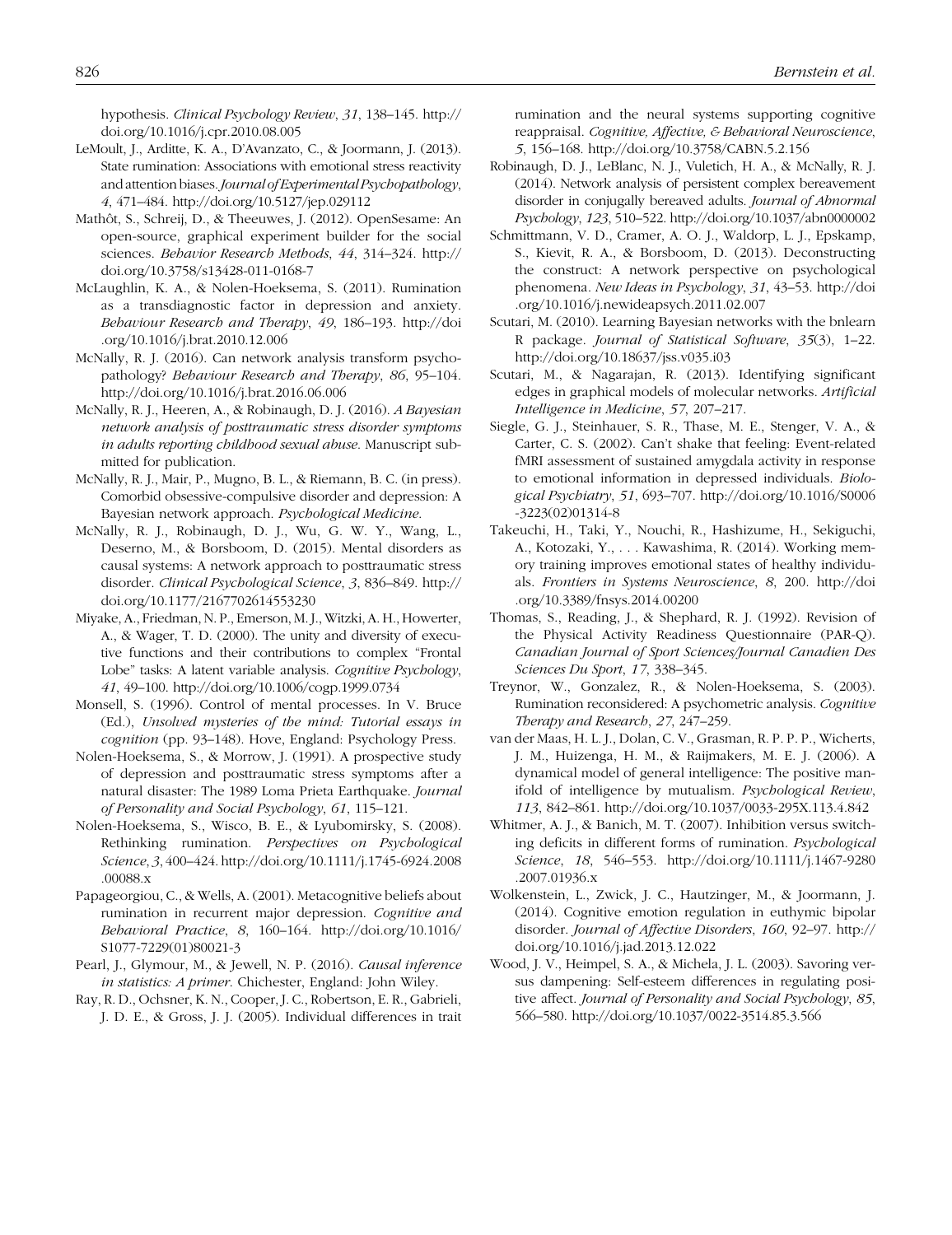hypothesis. *Clinical Psychology Review*, *31*, 138–145. http://doi.org/10.1016/j.cpr.2010.08.005

LeMoult, J., Arditte, K. A., D'Avanzato, C., & Joormann, J. (2013). State rumination: Associations with emotional stress reactivity and attention biases. *Journal of Experimental Psychopathology*, *4*, 471–484. http://doi.org/10.5127/jep.029112

Mathôt, S., Schreij, D., & Theeuwes, J. (2012). OpenSesame: An open-source, graphical experiment builder for the social sciences. *Behavior Research Methods*, *44*, 314–324. http://doi.org/10.3758/s13428-011-0168-7

McLaughlin, K. A., & Nolen-Hoeksema, S. (2011). Rumination as a transdiagnostic factor in depression and anxiety. *Behaviour Research and Therapy*, *49*, 186–193. http://doi.org/10.1016/j.brat.2010.12.006

McNally, R. J. (2016). Can network analysis transform psychopathology? *Behaviour Research and Therapy*, *86*, 95–104. http://doi.org/10.1016/j.brat.2016.06.006

McNally, R. J., Heeren, A., & Robinaugh, D. J. (2016). *A Bayesian network analysis of posttraumatic stress disorder symptoms in adults reporting childhood sexual abuse.* Manuscript submitted for publication.

McNally, R. J., Mair, P., Mugno, B. L., & Riemann, B. C. (in press). Comorbid obsessive-compulsive disorder and depression: A Bayesian network approach. *Psychological Medicine*.

McNally, R. J., Robinaugh, D. J., Wu, G. W. Y., Wang, L., Deserno, M., & Borsboom, D. (2015). Mental disorders as causal systems: A network approach to posttraumatic stress disorder. *Clinical Psychological Science*, *3*, 836–849. http://doi.org/10.1177/2167702614553230

Miyake, A., Friedman, N. P., Emerson, M. J., Witzki, A. H., Howerter, A., & Wager, T. D. (2000). The unity and diversity of executive functions and their contributions to complex "Frontal Lobe" tasks: A latent variable analysis. *Cognitive Psychology*, *41*, 49–100. http://doi.org/10.1006/cogp.1999.0734

Monsell, S. (1996). Control of mental processes. In V. Bruce (Ed.), *Unsolved mysteries of the mind: Tutorial essays in cognition* (pp. 93–148). Hove, England: Psychology Press.

Nolen-Hoeksema, S., & Morrow, J. (1991). A prospective study of depression and posttraumatic stress symptoms after a natural disaster: The 1989 Loma Prieta Earthquake. *Journal of Personality and Social Psychology*, *61*, 115–121.

Nolen-Hoeksema, S., Wisco, B. E., & Lyubomirsky, S. (2008). Rethinking rumination. *Perspectives on Psychological Science*, *3*, 400–424. http://doi.org/10.1111/j.1745-6924.2008.00088.x

Papageorgiou, C., & Wells, A. (2001). Metacognitive beliefs about rumination in recurrent major depression. *Cognitive and Behavioral Practice*, *8*, 160–164. http://doi.org/10.1016/S1077-7229(01)80021-3

Pearl, J., Glymour, M., & Jewell, N. P. (2016). *Causal inference in statistics: A primer*. Chichester, England: John Wiley.

Ray, R. D., Ochsner, K. N., Cooper, J. C., Robertson, E. R., Gabrieli, J. D. E., & Gross, J. J. (2005). Individual differences in trait rumination and the neural systems supporting cognitive reappraisal. *Cognitive, Affective, & Behavioral Neuroscience*, *5*, 156–168. http://doi.org/10.3758/CABN.5.2.156

Robinaugh, D. J., LeBlanc, N. J., Vuletich, H. A., & McNally, R. J. (2014). Network analysis of persistent complex bereavement disorder in conjugally bereaved adults. *Journal of Abnormal Psychology*, *123*, 510–522. http://doi.org/10.1037/abn0000002

Schmittmann, V. D., Cramer, A. O. J., Waldorp, L. J., Epskamp, S., Kievit, R. A., & Borsboom, D. (2013). Deconstructing the construct: A network perspective on psychological phenomena. *New Ideas in Psychology*, *31*, 43–53. http://doi.org/10.1016/j.newideapsych.2011.02.007

Scutari, M. (2010). Learning Bayesian networks with the bnlearn R package. *Journal of Statistical Software*, *35*(3), 1–22. http://doi.org/10.18637/jss.v035.i03

Scutari, M., & Nagarajan, R. (2013). Identifying significant edges in graphical models of molecular networks. *Artificial Intelligence in Medicine*, *57*, 207–217.

Siegle, G. J., Steinhauer, S. R., Thase, M. E., Stenger, V. A., & Carter, C. S. (2002). Can't shake that feeling: Event-related fMRI assessment of sustained amygdala activity in response to emotional information in depressed individuals. *Biological Psychiatry*, *51*, 693–707. http://doi.org/10.1016/S0006-3223(02)01314-8

Takeuchi, H., Taki, Y., Nouchi, R., Hashizume, H., Sekiguchi, A., Kotozaki, Y., . . . Kawashima, R. (2014). Working memory training improves emotional states of healthy individuals. *Frontiers in Systems Neuroscience*, *8*, 200. http://doi.org/10.3389/fnsys.2014.00200

Thomas, S., Reading, J., & Shephard, R. J. (1992). Revision of the Physical Activity Readiness Questionnaire (PAR-Q). *Canadian Journal of Sport Sciences/Journal Canadien Des Sciences Du Sport*, *17*, 338–345.

Treynor, W., Gonzalez, R., & Nolen-Hoeksema, S. (2003). Rumination reconsidered: A psychometric analysis. *Cognitive Therapy and Research*, *27*, 247–259.

van der Maas, H. L. J., Dolan, C. V., Grasman, R. P. P. P., Wicherts, J. M., Huizenga, H. M., & Raijmakers, M. E. J. (2006). A dynamical model of general intelligence: The positive manifold of intelligence by mutualism. *Psychological Review*, *113*, 842–861. http://doi.org/10.1037/0033-295X.113.4.842

Whitmer, A. J., & Banich, M. T. (2007). Inhibition versus switching deficits in different forms of rumination. *Psychological Science*, *18*, 546–553. http://doi.org/10.1111/j.1467-9280.2007.01936.x

Wolkenstein, L., Zwick, J. C., Hautzinger, M., & Joormann, J. (2014). Cognitive emotion regulation in euthymic bipolar disorder. *Journal of Affective Disorders*, *160*, 92–97. http://doi.org/10.1016/j.jad.2013.12.022

Wood, J. V., Heimpel, S. A., & Michela, J. L. (2003). Savoring versus dampening: Self-esteem differences in regulating positive affect. *Journal of Personality and Social Psychology*, *85*, 566–580. http://doi.org/10.1037/0022-3514.85.3.566